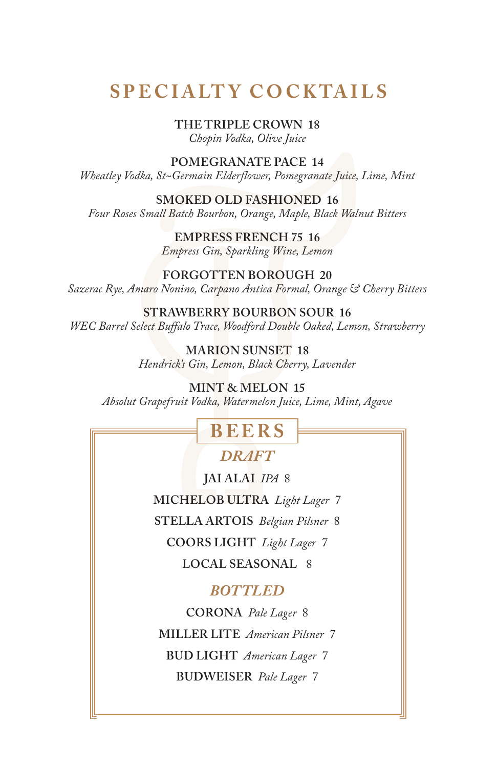# SPECIALTY COCKTAILS

**THE TRIPLE CROWN** 18
*Chopin Vodka, Olive Juice*

**POMEGRANATE PACE** 14
*Wheatley Vodka, St~Germain Elderflower, Pomegranate Juice, Lime, Mint*

**SMOKED OLD FASHIONED** 16
*Four Roses Small Batch Bourbon, Orange, Maple, Black Walnut Bitters*

**EMPRESS FRENCH 75** 16
*Empress Gin, Sparkling Wine, Lemon*

**FORGOTTEN BOROUGH** 20
*Sazerac Rye, Amaro Nonino, Carpano Antica Formal, Orange & Cherry Bitters*

**STRAWBERRY BOURBON SOUR** 16
*WEC Barrel Select Buffalo Trace, Woodford Double Oaked, Lemon, Strawberry*

**MARION SUNSET** 18
*Hendrick's Gin, Lemon, Black Cherry, Lavender*

**MINT & MELON** 15
*Absolut Grapefruit Vodka, Watermelon Juice, Lime, Mint, Agave*

# BEERS

## *DRAFT*

**JAI ALAI** *IPA* 8

**MICHELOB ULTRA** *Light Lager* 7

**STELLA ARTOIS** *Belgian Pilsner* 8

**COORS LIGHT** *Light Lager* 7

**LOCAL SEASONAL** 8

## *BOTTLED*

**CORONA** *Pale Lager* 8

**MILLER LITE** *American Pilsner* 7

**BUD LIGHT** *American Lager* 7

**BUDWEISER** *Pale Lager* 7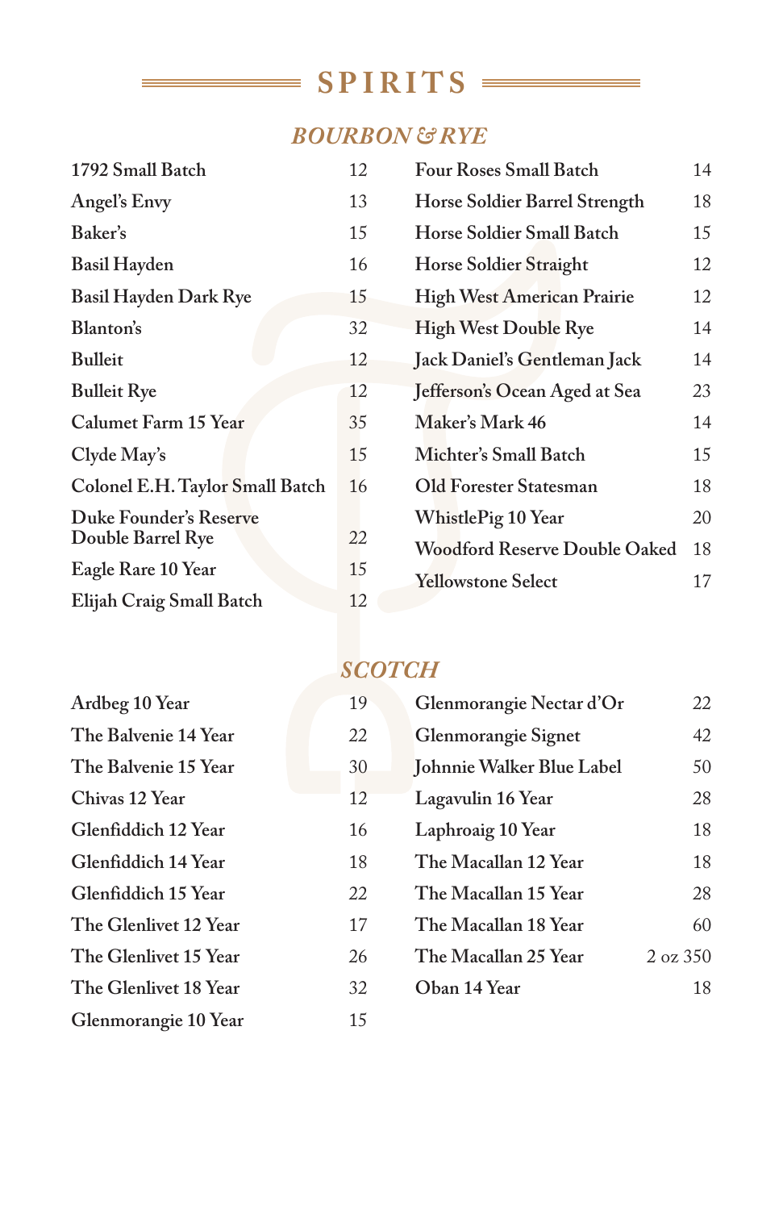# SPIRITS

## *BOURBON & RYE*

| Item | Price |
|---|---|
| 1792 Small Batch | 12 |
| Angel's Envy | 13 |
| Baker's | 15 |
| Basil Hayden | 16 |
| Basil Hayden Dark Rye | 15 |
| Blanton's | 32 |
| Bulleit | 12 |
| Bulleit Rye | 12 |
| Calumet Farm 15 Year | 35 |
| Clyde May's | 15 |
| Colonel E.H. Taylor Small Batch | 16 |
| Duke Founder's Reserve Double Barrel Rye | 22 |
| Eagle Rare 10 Year | 15 |
| Elijah Craig Small Batch | 12 |
| Four Roses Small Batch | 14 |
| Horse Soldier Barrel Strength | 18 |
| Horse Soldier Small Batch | 15 |
| Horse Soldier Straight | 12 |
| High West American Prairie | 12 |
| High West Double Rye | 14 |
| Jack Daniel's Gentleman Jack | 14 |
| Jefferson's Ocean Aged at Sea | 23 |
| Maker's Mark 46 | 14 |
| Michter's Small Batch | 15 |
| Old Forester Statesman | 18 |
| WhistlePig 10 Year | 20 |
| Woodford Reserve Double Oaked | 18 |
| Yellowstone Select | 17 |

## *SCOTCH*

| Item | Price |
|---|---|
| Ardbeg 10 Year | 19 |
| The Balvenie 14 Year | 22 |
| The Balvenie 15 Year | 30 |
| Chivas 12 Year | 12 |
| Glenfiddich 12 Year | 16 |
| Glenfiddich 14 Year | 18 |
| Glenfiddich 15 Year | 22 |
| The Glenlivet 12 Year | 17 |
| The Glenlivet 15 Year | 26 |
| The Glenlivet 18 Year | 32 |
| Glenmorangie 10 Year | 15 |
| Glenmorangie Nectar d'Or | 22 |
| Glenmorangie Signet | 42 |
| Johnnie Walker Blue Label | 50 |
| Lagavulin 16 Year | 28 |
| Laphroaig 10 Year | 18 |
| The Macallan 12 Year | 18 |
| The Macallan 15 Year | 28 |
| The Macallan 18 Year | 60 |
| The Macallan 25 Year | 2 oz 350 |
| Oban 14 Year | 18 |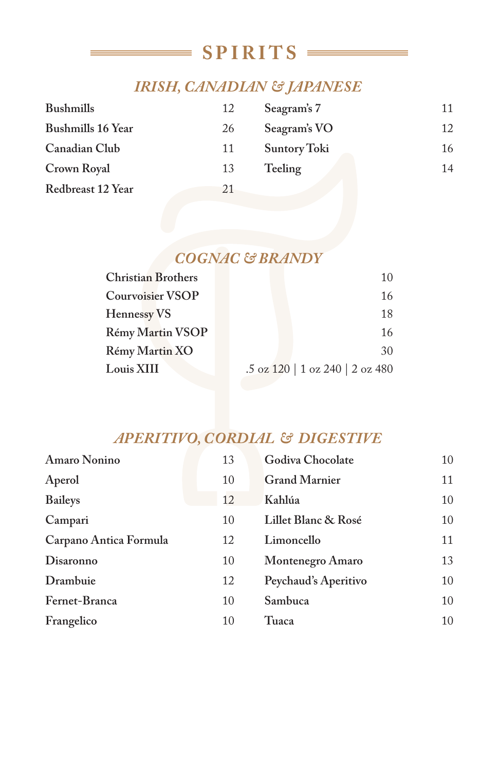# SPIRITS

## *IRISH, CANADIAN & JAPANESE*

| Item | Price |
|---|---|
| **Bushmills** | 12 |
| **Bushmills 16 Year** | 26 |
| **Canadian Club** | 11 |
| **Crown Royal** | 13 |
| **Redbreast 12 Year** | 21 |
| **Seagram's 7** | 11 |
| **Seagram's VO** | 12 |
| **Suntory Toki** | 16 |
| **Teeling** | 14 |

## *COGNAC & BRANDY*

| Item | Price |
|---|---|
| **Christian Brothers** | 10 |
| **Courvoisier VSOP** | 16 |
| **Hennessy VS** | 18 |
| **Rémy Martin VSOP** | 16 |
| **Rémy Martin XO** | 30 |
| **Louis XIII** | .5 oz 120 \| 1 oz 240 \| 2 oz 480 |

## *APERITIVO, CORDIAL & DIGESTIVE*

| Item | Price |
|---|---|
| **Amaro Nonino** | 13 |
| **Aperol** | 10 |
| **Baileys** | 12 |
| **Campari** | 10 |
| **Carpano Antica Formula** | 12 |
| **Disaronno** | 10 |
| **Drambuie** | 12 |
| **Fernet-Branca** | 10 |
| **Frangelico** | 10 |
| **Godiva Chocolate** | 10 |
| **Grand Marnier** | 11 |
| **Kahlúa** | 10 |
| **Lillet Blanc & Rosé** | 10 |
| **Limoncello** | 11 |
| **Montenegro Amaro** | 13 |
| **Peychaud's Aperitivo** | 10 |
| **Sambuca** | 10 |
| **Tuaca** | 10 |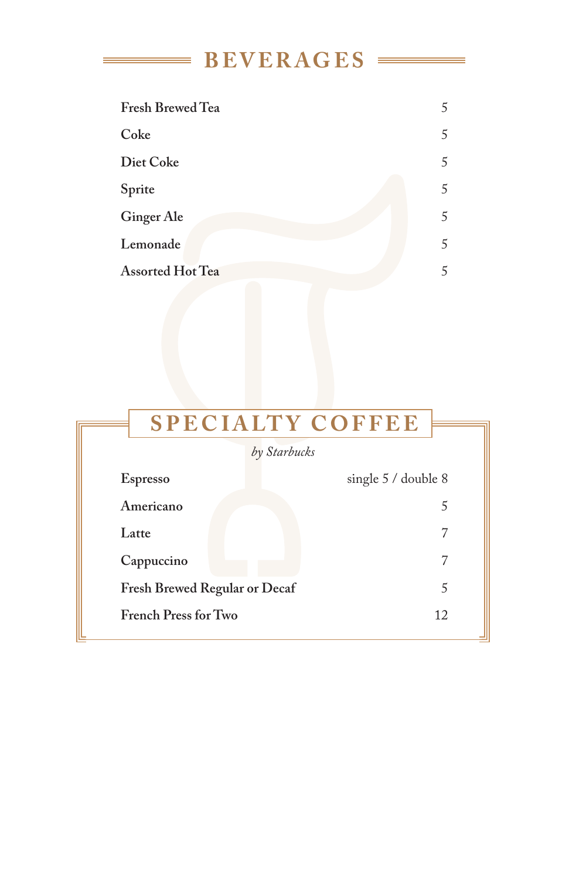## BEVERAGES

| | |
|---|---|
| **Fresh Brewed Tea** | 5 |
| **Coke** | 5 |
| **Diet Coke** | 5 |
| **Sprite** | 5 |
| **Ginger Ale** | 5 |
| **Lemonade** | 5 |
| **Assorted Hot Tea** | 5 |

## SPECIALTY COFFEE

*by Starbucks*

| | |
|---|---|
| **Espresso** | single 5 / double 8 |
| **Americano** | 5 |
| **Latte** | 7 |
| **Cappuccino** | 7 |
| **Fresh Brewed Regular or Decaf** | 5 |
| **French Press for Two** | 12 |